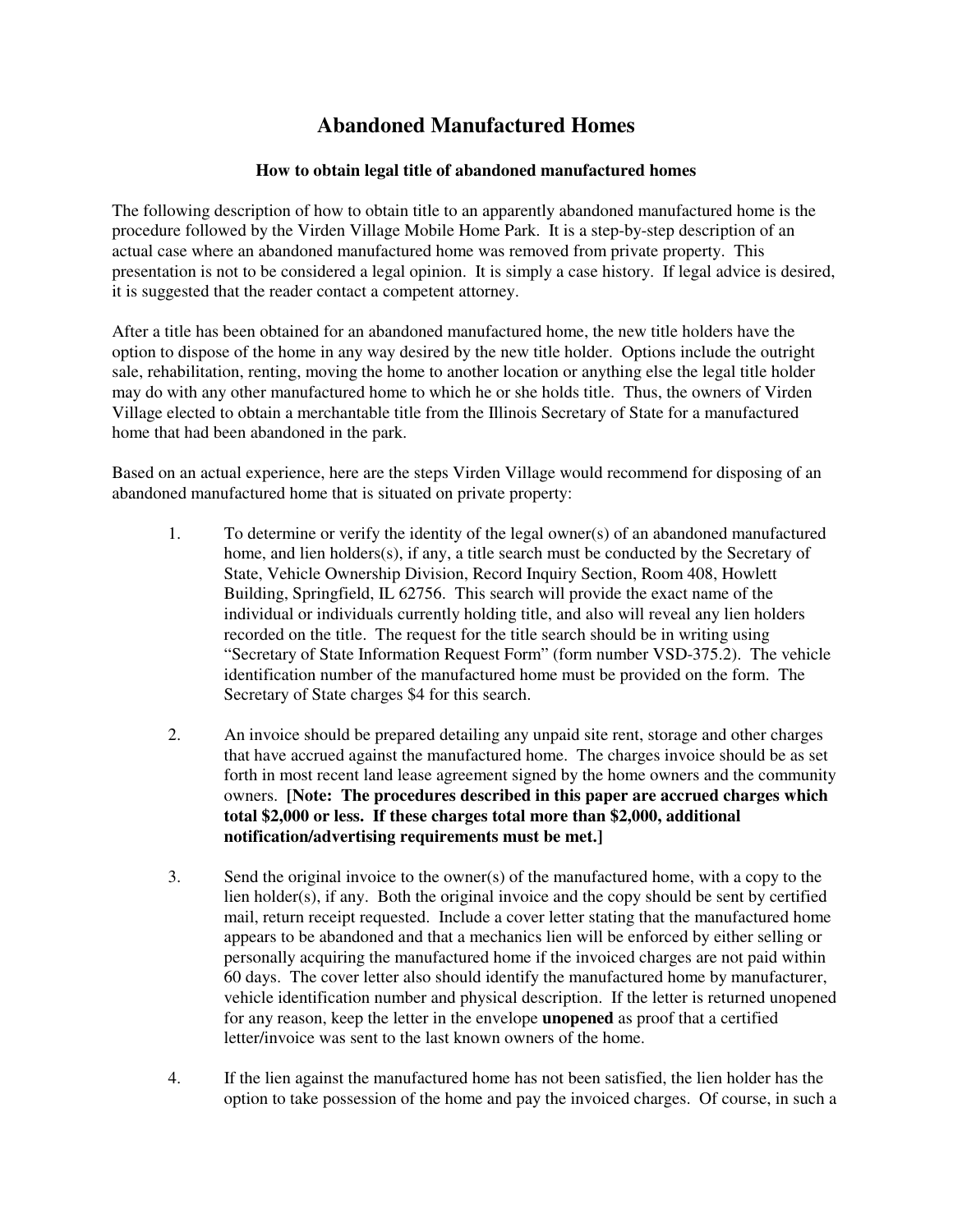# Abandoned Manufactured Homes

### How to obtain legal title of abandoned manufactured homes

The following description of how to obtain title to an apparently abandoned manufactured home is the procedure followed by the Virden Village Mobile Home Park. It is a step-by-step description of an actual case where an abandoned manufactured home was removed from private property. This presentation is not to be considered a legal opinion. It is simply a case history. If legal advice is desired, it is suggested that the reader contact a competent attorney.

After a title has been obtained for an abandoned manufactured home, the new title holders have the option to dispose of the home in any way desired by the new title holder. Options include the outright sale, rehabilitation, renting, moving the home to another location or anything else the legal title holder may do with any other manufactured home to which he or she holds title. Thus, the owners of Virden Village elected to obtain a merchantable title from the Illinois Secretary of State for a manufactured home that had been abandoned in the park.

Based on an actual experience, here are the steps Virden Village would recommend for disposing of an abandoned manufactured home that is situated on private property:

1. To determine or verify the identity of the legal owner(s) of an abandoned manufactured home, and lien holders(s), if any, a title search must be conducted by the Secretary of State, Vehicle Ownership Division, Record Inquiry Section, Room 408, Howlett Building, Springfield, IL 62756. This search will provide the exact name of the individual or individuals currently holding title, and also will reveal any lien holders recorded on the title. The request for the title search should be in writing using "Secretary of State Information Request Form" (form number VSD-375.2). The vehicle identification number of the manufactured home must be provided on the form. The Secretary of State charges $4 for this search.

2. An invoice should be prepared detailing any unpaid site rent, storage and other charges that have accrued against the manufactured home. The charges invoice should be as set forth in most recent land lease agreement signed by the home owners and the community owners. **[Note: The procedures described in this paper are accrued charges which total $2,000 or less. If these charges total more than $2,000, additional notification/advertising requirements must be met.]**

3. Send the original invoice to the owner(s) of the manufactured home, with a copy to the lien holder(s), if any. Both the original invoice and the copy should be sent by certified mail, return receipt requested. Include a cover letter stating that the manufactured home appears to be abandoned and that a mechanics lien will be enforced by either selling or personally acquiring the manufactured home if the invoiced charges are not paid within 60 days. The cover letter also should identify the manufactured home by manufacturer, vehicle identification number and physical description. If the letter is returned unopened for any reason, keep the letter in the envelope **unopened** as proof that a certified letter/invoice was sent to the last known owners of the home.

4. If the lien against the manufactured home has not been satisfied, the lien holder has the option to take possession of the home and pay the invoiced charges. Of course, in such a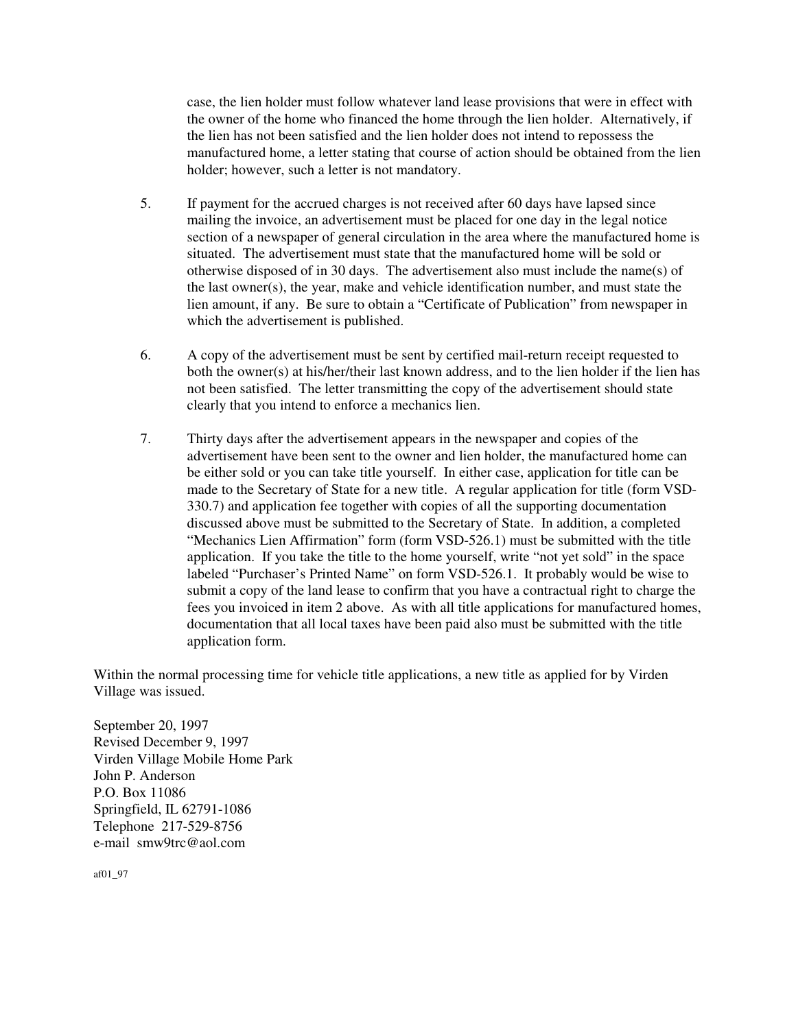case, the lien holder must follow whatever land lease provisions that were in effect with the owner of the home who financed the home through the lien holder. Alternatively, if the lien has not been satisfied and the lien holder does not intend to repossess the manufactured home, a letter stating that course of action should be obtained from the lien holder; however, such a letter is not mandatory.

5. If payment for the accrued charges is not received after 60 days have lapsed since mailing the invoice, an advertisement must be placed for one day in the legal notice section of a newspaper of general circulation in the area where the manufactured home is situated. The advertisement must state that the manufactured home will be sold or otherwise disposed of in 30 days. The advertisement also must include the name(s) of the last owner(s), the year, make and vehicle identification number, and must state the lien amount, if any. Be sure to obtain a "Certificate of Publication" from newspaper in which the advertisement is published.

6. A copy of the advertisement must be sent by certified mail-return receipt requested to both the owner(s) at his/her/their last known address, and to the lien holder if the lien has not been satisfied. The letter transmitting the copy of the advertisement should state clearly that you intend to enforce a mechanics lien.

7. Thirty days after the advertisement appears in the newspaper and copies of the advertisement have been sent to the owner and lien holder, the manufactured home can be either sold or you can take title yourself. In either case, application for title can be made to the Secretary of State for a new title. A regular application for title (form VSD-330.7) and application fee together with copies of all the supporting documentation discussed above must be submitted to the Secretary of State. In addition, a completed "Mechanics Lien Affirmation" form (form VSD-526.1) must be submitted with the title application. If you take the title to the home yourself, write "not yet sold" in the space labeled "Purchaser's Printed Name" on form VSD-526.1. It probably would be wise to submit a copy of the land lease to confirm that you have a contractual right to charge the fees you invoiced in item 2 above. As with all title applications for manufactured homes, documentation that all local taxes have been paid also must be submitted with the title application form.

Within the normal processing time for vehicle title applications, a new title as applied for by Virden Village was issued.

September 20, 1997  
Revised December 9, 1997  
Virden Village Mobile Home Park  
John P. Anderson  
P.O. Box 11086  
Springfield, IL 62791-1086  
Telephone 217-529-8756  
e-mail smw9trc@aol.com

af01_97